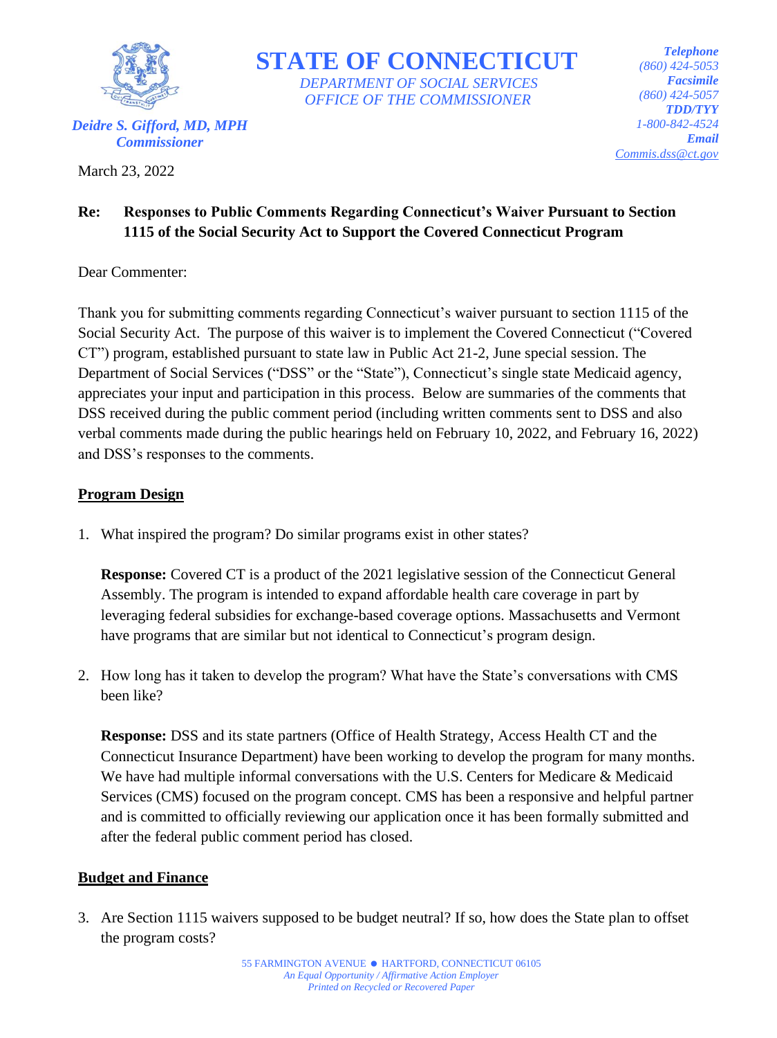# STATE OF CONNECTICUT

*DEPARTMENT OF SOCIAL SERVICES*
*OFFICE OF THE COMMISSIONER*

***Deidre S. Gifford, MD, MPH***
***Commissioner***

***Telephone***
*(860) 424-5053*
***Facsimile***
*(860) 424-5057*
***TDD/TYY***
*1-800-842-4524*
***Email***
*Commis.dss@ct.gov*

March 23, 2022

**Re: Responses to Public Comments Regarding Connecticut's Waiver Pursuant to Section 1115 of the Social Security Act to Support the Covered Connecticut Program**

Dear Commenter:

Thank you for submitting comments regarding Connecticut's waiver pursuant to section 1115 of the Social Security Act. The purpose of this waiver is to implement the Covered Connecticut ("Covered CT") program, established pursuant to state law in Public Act 21-2, June special session. The Department of Social Services ("DSS" or the "State"), Connecticut's single state Medicaid agency, appreciates your input and participation in this process. Below are summaries of the comments that DSS received during the public comment period (including written comments sent to DSS and also verbal comments made during the public hearings held on February 10, 2022, and February 16, 2022) and DSS's responses to the comments.

## Program Design

1. What inspired the program? Do similar programs exist in other states?

   **Response:** Covered CT is a product of the 2021 legislative session of the Connecticut General Assembly. The program is intended to expand affordable health care coverage in part by leveraging federal subsidies for exchange-based coverage options. Massachusetts and Vermont have programs that are similar but not identical to Connecticut's program design.

2. How long has it taken to develop the program? What have the State's conversations with CMS been like?

   **Response:** DSS and its state partners (Office of Health Strategy, Access Health CT and the Connecticut Insurance Department) have been working to develop the program for many months. We have had multiple informal conversations with the U.S. Centers for Medicare & Medicaid Services (CMS) focused on the program concept. CMS has been a responsive and helpful partner and is committed to officially reviewing our application once it has been formally submitted and after the federal public comment period has closed.

## Budget and Finance

3. Are Section 1115 waivers supposed to be budget neutral? If so, how does the State plan to offset the program costs?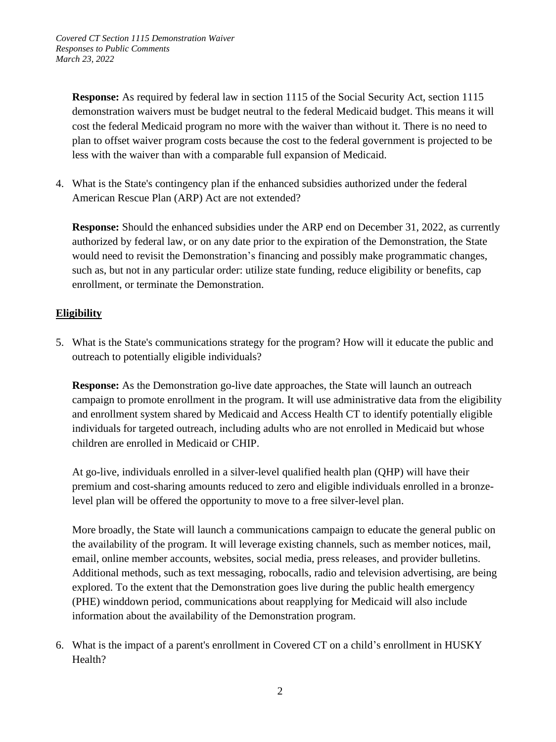**Response:** As required by federal law in section 1115 of the Social Security Act, section 1115 demonstration waivers must be budget neutral to the federal Medicaid budget. This means it will cost the federal Medicaid program no more with the waiver than without it. There is no need to plan to offset waiver program costs because the cost to the federal government is projected to be less with the waiver than with a comparable full expansion of Medicaid.

4. What is the State's contingency plan if the enhanced subsidies authorized under the federal American Rescue Plan (ARP) Act are not extended?

   **Response:** Should the enhanced subsidies under the ARP end on December 31, 2022, as currently authorized by federal law, or on any date prior to the expiration of the Demonstration, the State would need to revisit the Demonstration's financing and possibly make programmatic changes, such as, but not in any particular order: utilize state funding, reduce eligibility or benefits, cap enrollment, or terminate the Demonstration.

## **Eligibility**

5. What is the State's communications strategy for the program? How will it educate the public and outreach to potentially eligible individuals?

   **Response:** As the Demonstration go-live date approaches, the State will launch an outreach campaign to promote enrollment in the program. It will use administrative data from the eligibility and enrollment system shared by Medicaid and Access Health CT to identify potentially eligible individuals for targeted outreach, including adults who are not enrolled in Medicaid but whose children are enrolled in Medicaid or CHIP.

   At go-live, individuals enrolled in a silver-level qualified health plan (QHP) will have their premium and cost-sharing amounts reduced to zero and eligible individuals enrolled in a bronze-level plan will be offered the opportunity to move to a free silver-level plan.

   More broadly, the State will launch a communications campaign to educate the general public on the availability of the program. It will leverage existing channels, such as member notices, mail, email, online member accounts, websites, social media, press releases, and provider bulletins. Additional methods, such as text messaging, robocalls, radio and television advertising, are being explored. To the extent that the Demonstration goes live during the public health emergency (PHE) winddown period, communications about reapplying for Medicaid will also include information about the availability of the Demonstration program.

6. What is the impact of a parent's enrollment in Covered CT on a child's enrollment in HUSKY Health?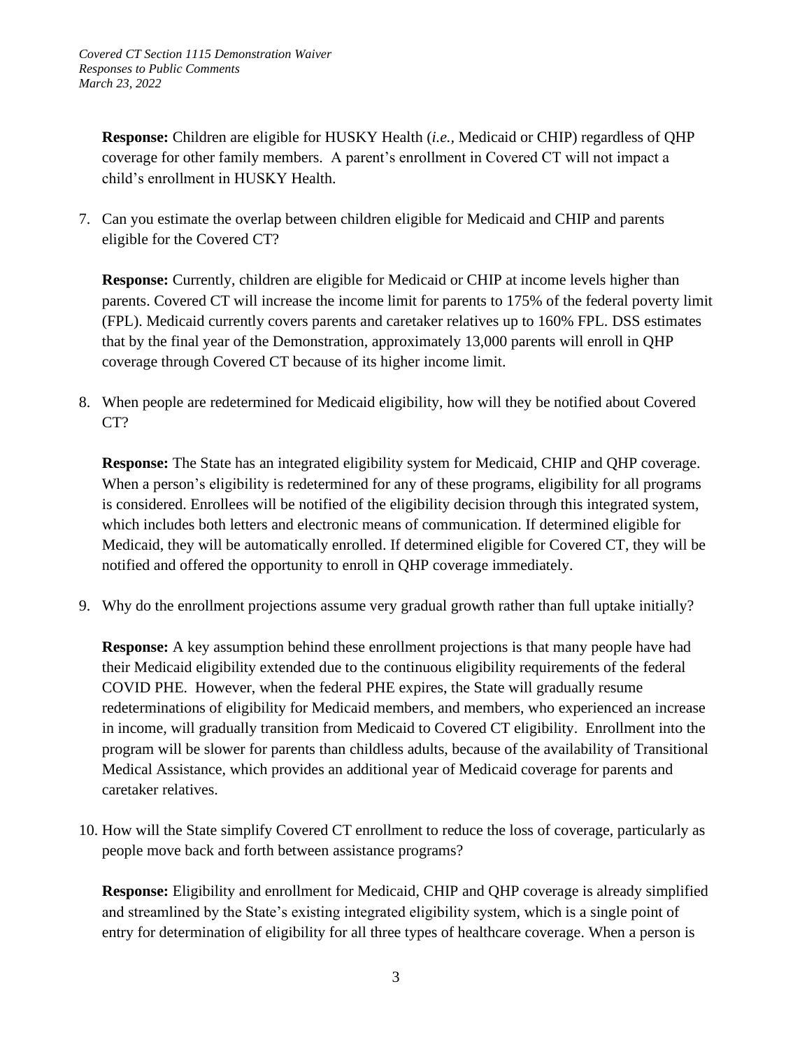**Response:** Children are eligible for HUSKY Health (*i.e.,* Medicaid or CHIP) regardless of QHP coverage for other family members. A parent's enrollment in Covered CT will not impact a child's enrollment in HUSKY Health.

7. Can you estimate the overlap between children eligible for Medicaid and CHIP and parents eligible for the Covered CT?

   **Response:** Currently, children are eligible for Medicaid or CHIP at income levels higher than parents. Covered CT will increase the income limit for parents to 175% of the federal poverty limit (FPL). Medicaid currently covers parents and caretaker relatives up to 160% FPL. DSS estimates that by the final year of the Demonstration, approximately 13,000 parents will enroll in QHP coverage through Covered CT because of its higher income limit.

8. When people are redetermined for Medicaid eligibility, how will they be notified about Covered CT?

   **Response:** The State has an integrated eligibility system for Medicaid, CHIP and QHP coverage. When a person's eligibility is redetermined for any of these programs, eligibility for all programs is considered. Enrollees will be notified of the eligibility decision through this integrated system, which includes both letters and electronic means of communication. If determined eligible for Medicaid, they will be automatically enrolled. If determined eligible for Covered CT, they will be notified and offered the opportunity to enroll in QHP coverage immediately.

9. Why do the enrollment projections assume very gradual growth rather than full uptake initially?

   **Response:** A key assumption behind these enrollment projections is that many people have had their Medicaid eligibility extended due to the continuous eligibility requirements of the federal COVID PHE. However, when the federal PHE expires, the State will gradually resume redeterminations of eligibility for Medicaid members, and members, who experienced an increase in income, will gradually transition from Medicaid to Covered CT eligibility. Enrollment into the program will be slower for parents than childless adults, because of the availability of Transitional Medical Assistance, which provides an additional year of Medicaid coverage for parents and caretaker relatives.

10. How will the State simplify Covered CT enrollment to reduce the loss of coverage, particularly as people move back and forth between assistance programs?

    **Response:** Eligibility and enrollment for Medicaid, CHIP and QHP coverage is already simplified and streamlined by the State's existing integrated eligibility system, which is a single point of entry for determination of eligibility for all three types of healthcare coverage. When a person is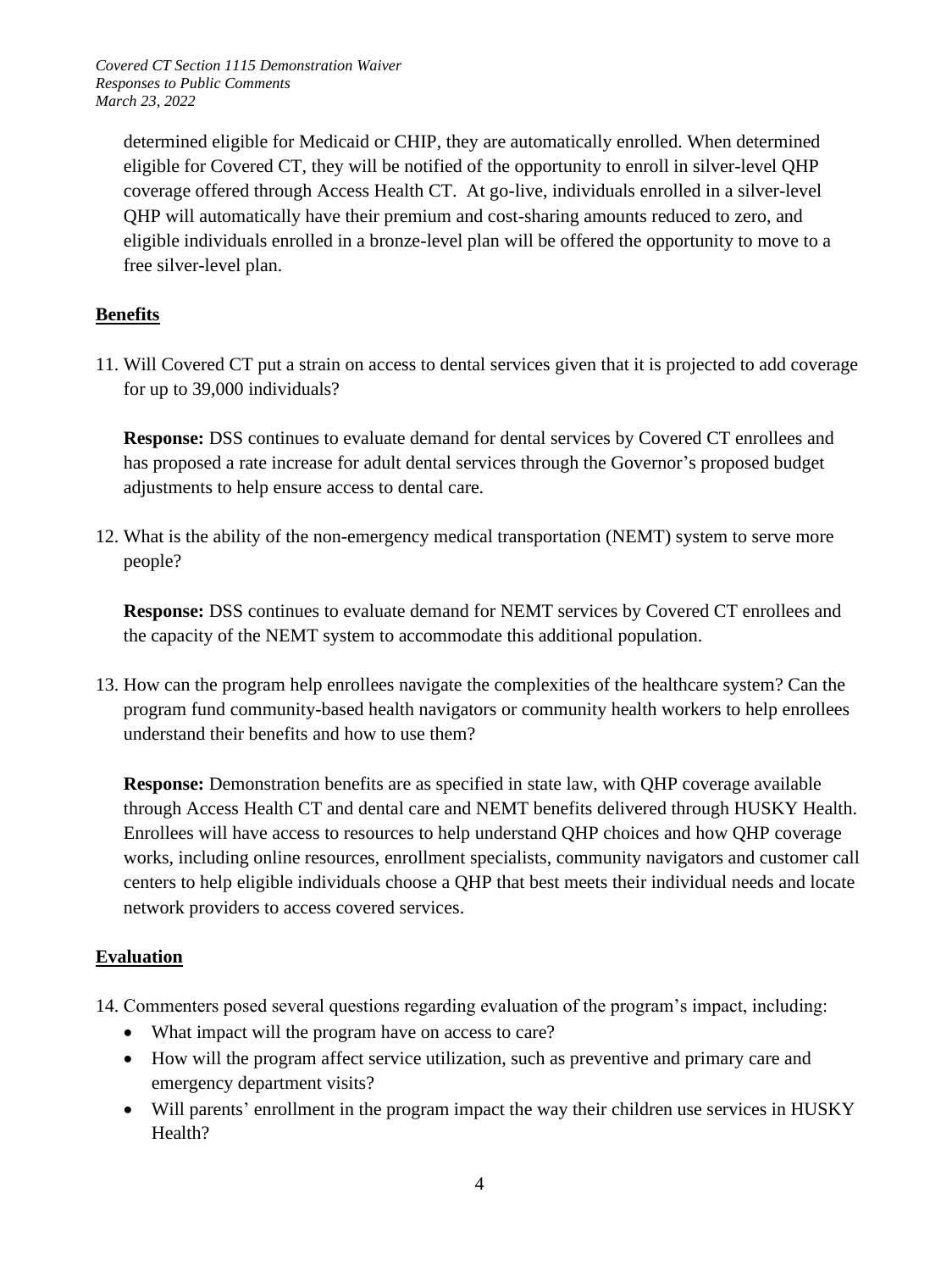determined eligible for Medicaid or CHIP, they are automatically enrolled. When determined eligible for Covered CT, they will be notified of the opportunity to enroll in silver-level QHP coverage offered through Access Health CT. At go-live, individuals enrolled in a silver-level QHP will automatically have their premium and cost-sharing amounts reduced to zero, and eligible individuals enrolled in a bronze-level plan will be offered the opportunity to move to a free silver-level plan.

## Benefits

11. Will Covered CT put a strain on access to dental services given that it is projected to add coverage for up to 39,000 individuals?

    **Response:** DSS continues to evaluate demand for dental services by Covered CT enrollees and has proposed a rate increase for adult dental services through the Governor's proposed budget adjustments to help ensure access to dental care.

12. What is the ability of the non-emergency medical transportation (NEMT) system to serve more people?

    **Response:** DSS continues to evaluate demand for NEMT services by Covered CT enrollees and the capacity of the NEMT system to accommodate this additional population.

13. How can the program help enrollees navigate the complexities of the healthcare system? Can the program fund community-based health navigators or community health workers to help enrollees understand their benefits and how to use them?

    **Response:** Demonstration benefits are as specified in state law, with QHP coverage available through Access Health CT and dental care and NEMT benefits delivered through HUSKY Health. Enrollees will have access to resources to help understand QHP choices and how QHP coverage works, including online resources, enrollment specialists, community navigators and customer call centers to help eligible individuals choose a QHP that best meets their individual needs and locate network providers to access covered services.

## Evaluation

14. Commenters posed several questions regarding evaluation of the program's impact, including:
    - What impact will the program have on access to care?
    - How will the program affect service utilization, such as preventive and primary care and emergency department visits?
    - Will parents' enrollment in the program impact the way their children use services in HUSKY Health?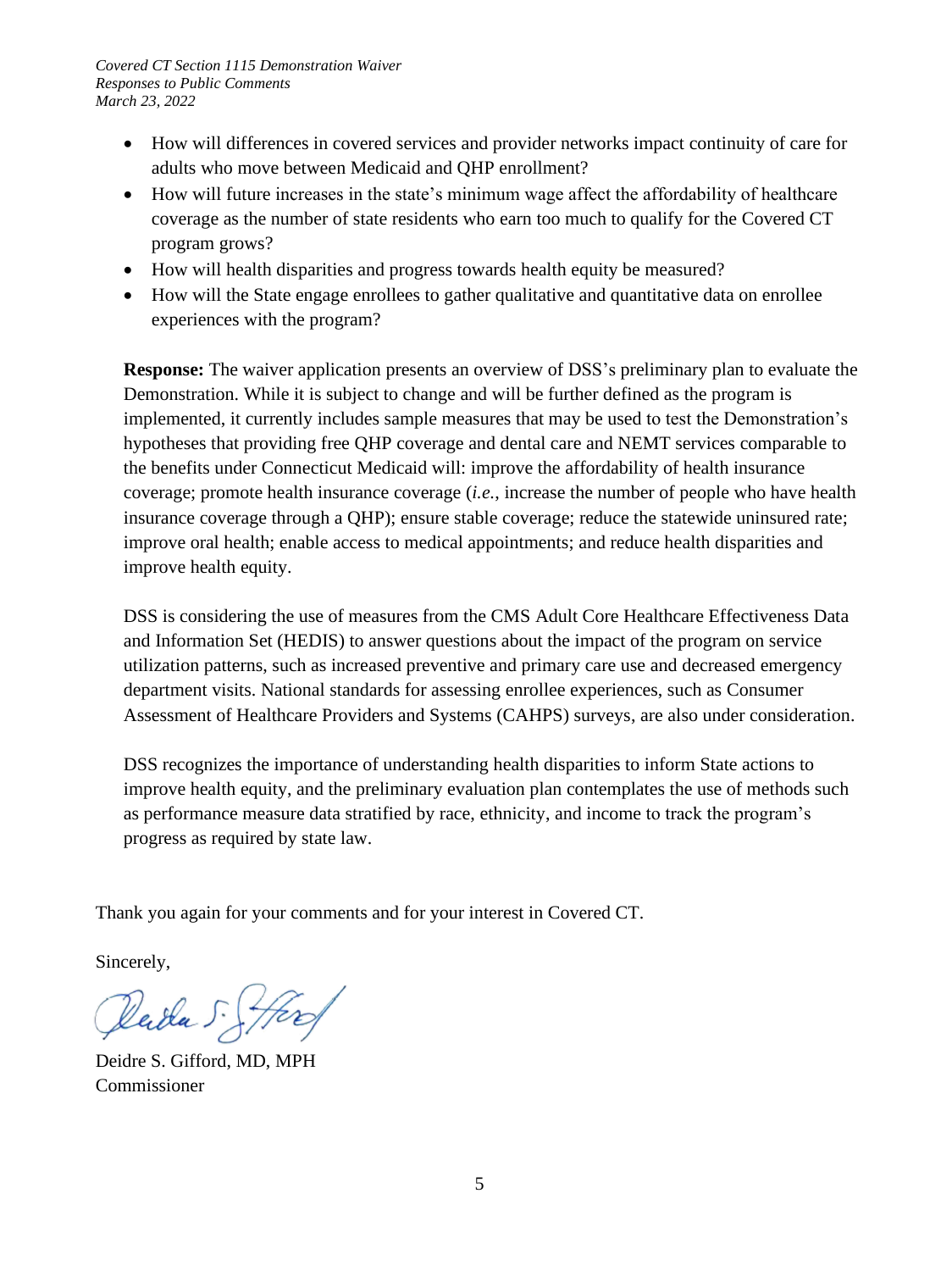- How will differences in covered services and provider networks impact continuity of care for adults who move between Medicaid and QHP enrollment?
- How will future increases in the state's minimum wage affect the affordability of healthcare coverage as the number of state residents who earn too much to qualify for the Covered CT program grows?
- How will health disparities and progress towards health equity be measured?
- How will the State engage enrollees to gather qualitative and quantitative data on enrollee experiences with the program?

**Response:** The waiver application presents an overview of DSS's preliminary plan to evaluate the Demonstration. While it is subject to change and will be further defined as the program is implemented, it currently includes sample measures that may be used to test the Demonstration's hypotheses that providing free QHP coverage and dental care and NEMT services comparable to the benefits under Connecticut Medicaid will: improve the affordability of health insurance coverage; promote health insurance coverage (*i.e.*, increase the number of people who have health insurance coverage through a QHP); ensure stable coverage; reduce the statewide uninsured rate; improve oral health; enable access to medical appointments; and reduce health disparities and improve health equity.

DSS is considering the use of measures from the CMS Adult Core Healthcare Effectiveness Data and Information Set (HEDIS) to answer questions about the impact of the program on service utilization patterns, such as increased preventive and primary care use and decreased emergency department visits. National standards for assessing enrollee experiences, such as Consumer Assessment of Healthcare Providers and Systems (CAHPS) surveys, are also under consideration.

DSS recognizes the importance of understanding health disparities to inform State actions to improve health equity, and the preliminary evaluation plan contemplates the use of methods such as performance measure data stratified by race, ethnicity, and income to track the program's progress as required by state law.

Thank you again for your comments and for your interest in Covered CT.

Sincerely,

Deidre S. Gifford, MD, MPH
Commissioner